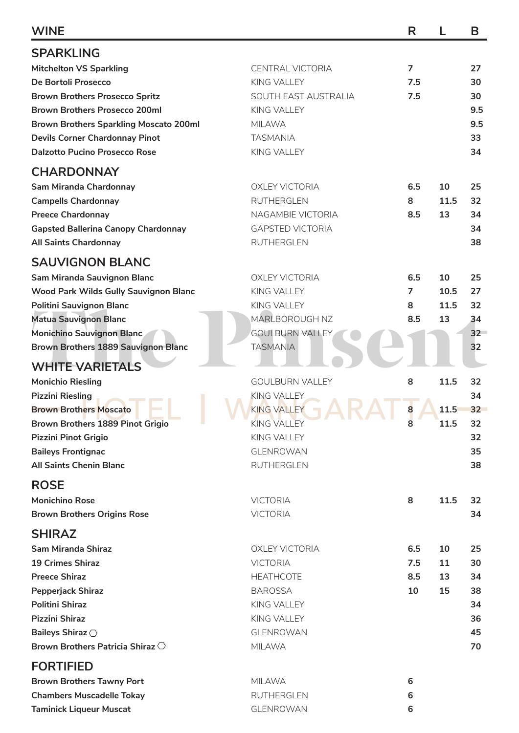# WINE

| | | R | L | B |
|---|---|---|---|---|
| **SPARKLING** | | | | |
| **Mitchelton VS Sparkling** | CENTRAL VICTORIA | 7 | | 27 |
| **De Bortoli Prosecco** | KING VALLEY | 7.5 | | 30 |
| **Brown Brothers Prosecco Spritz** | SOUTH EAST AUSTRALIA | 7.5 | | 30 |
| **Brown Brothers Prosecco 200ml** | KING VALLEY | | | 9.5 |
| **Brown Brothers Sparkling Moscato 200ml** | MILAWA | | | 9.5 |
| **Devils Corner Chardonnay Pinot** | TASMANIA | | | 33 |
| **Dalzotto Pucino Prosecco Rose** | KING VALLEY | | | 34 |
| **CHARDONNAY** | | | | |
| **Sam Miranda Chardonnay** | OXLEY VICTORIA | 6.5 | 10 | 25 |
| **Campells Chardonnay** | RUTHERGLEN | 8 | 11.5 | 32 |
| **Preece Chardonnay** | NAGAMBIE VICTORIA | 8.5 | 13 | 34 |
| **Gapsted Ballerina Canopy Chardonnay** | GAPSTED VICTORIA | | | 34 |
| **All Saints Chardonnay** | RUTHERGLEN | | | 38 |
| **SAUVIGNON BLANC** | | | | |
| **Sam Miranda Sauvignon Blanc** | OXLEY VICTORIA | 6.5 | 10 | 25 |
| **Wood Park Wilds Gully Sauvignon Blanc** | KING VALLEY | 7 | 10.5 | 27 |
| **Politini Sauvignon Blanc** | KING VALLEY | 8 | 11.5 | 32 |
| **Matua Sauvignon Blanc** | MARLBOROUGH NZ | 8.5 | 13 | 34 |
| **Monichino Sauvignon Blanc** | GOULBURN VALLEY | | | 32 |
| **Brown Brothers 1889 Sauvignon Blanc** | TASMANIA | | | 32 |
| **WHITE VARIETALS** | | | | |
| **Monichio Riesling** | GOULBURN VALLEY | 8 | 11.5 | 32 |
| **Pizzini Riesling** | KING VALLEY | | | 34 |
| **Brown Brothers Moscato** | KING VALLEY | 8 | 11.5 | 32 |
| **Brown Brothers 1889 Pinot Grigio** | KING VALLEY | 8 | 11.5 | 32 |
| **Pizzini Pinot Grigio** | KING VALLEY | | | 32 |
| **Baileys Frontignac** | GLENROWAN | | | 35 |
| **All Saints Chenin Blanc** | RUTHERGLEN | | | 38 |
| **ROSE** | | | | |
| **Monichino Rose** | VICTORIA | 8 | 11.5 | 32 |
| **Brown Brothers Origins Rose** | VICTORIA | | | 34 |
| **SHIRAZ** | | | | |
| **Sam Miranda Shiraz** | OXLEY VICTORIA | 6.5 | 10 | 25 |
| **19 Crimes Shiraz** | VICTORIA | 7.5 | 11 | 30 |
| **Preece Shiraz** | HEATHCOTE | 8.5 | 13 | 34 |
| **Pepperjack Shiraz** | BAROSSA | 10 | 15 | 38 |
| **Politini Shiraz** | KING VALLEY | | | 34 |
| **Pizzini Shiraz** | KING VALLEY | | | 36 |
| **Baileys Shiraz** ⬡ | GLENROWAN | | | 45 |
| **Brown Brothers Patricia Shiraz** ⬡ | MILAWA | | | 70 |
| **FORTIFIED** | | | | |
| **Brown Brothers Tawny Port** | MILAWA | 6 | | |
| **Chambers Muscadelle Tokay** | RUTHERGLEN | 6 | | |
| **Taminick Liqueur Muscat** | GLENROWAN | 6 | | |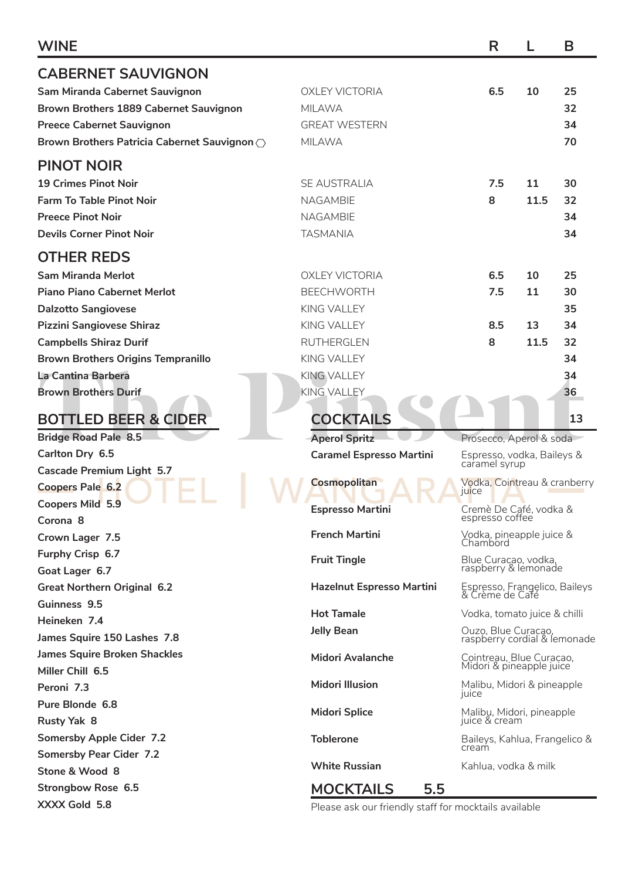# WINE

| | | R | L | B |
|---|---|---|---|---|
| **CABERNET SAUVIGNON** | | | | |
| **Sam Miranda Cabernet Sauvignon** | OXLEY VICTORIA | 6.5 | 10 | 25 |
| **Brown Brothers 1889 Cabernet Sauvignon** | MILAWA | | | 32 |
| **Preece Cabernet Sauvignon** | GREAT WESTERN | | | 34 |
| **Brown Brothers Patricia Cabernet Sauvignon** | MILAWA | | | 70 |
| **PINOT NOIR** | | | | |
| **19 Crimes Pinot Noir** | SE AUSTRALIA | 7.5 | 11 | 30 |
| **Farm To Table Pinot Noir** | NAGAMBIE | 8 | 11.5 | 32 |
| **Preece Pinot Noir** | NAGAMBIE | | | 34 |
| **Devils Corner Pinot Noir** | TASMANIA | | | 34 |
| **OTHER REDS** | | | | |
| **Sam Miranda Merlot** | OXLEY VICTORIA | 6.5 | 10 | 25 |
| **Piano Piano Cabernet Merlot** | BEECHWORTH | 7.5 | 11 | 30 |
| **Dalzotto Sangiovese** | KING VALLEY | | | 35 |
| **Pizzini Sangiovese Shiraz** | KING VALLEY | 8.5 | 13 | 34 |
| **Campbells Shiraz Durif** | RUTHERGLEN | 8 | 11.5 | 32 |
| **Brown Brothers Origins Tempranillo** | KING VALLEY | | | 34 |
| **La Cantina Barbera** | KING VALLEY | | | 34 |
| **Brown Brothers Durif** | KING VALLEY | | | 36 |

## BOTTLED BEER & CIDER

**Bridge Road Pale** 8.5
**Carlton Dry** 6.5
**Cascade Premium Light** 5.7
**Coopers Pale** 6.2
**Coopers Mild** 5.9
**Corona** 8
**Crown Lager** 7.5
**Furphy Crisp** 6.7
**Goat Lager** 6.7
**Great Northern Original** 6.2
**Guinness** 9.5
**Heineken** 7.4
**James Squire 150 Lashes** 7.8
**James Squire Broken Shackles**
**Miller Chill** 6.5
**Peroni** 7.3
**Pure Blonde** 6.8
**Rusty Yak** 8
**Somersby Apple Cider** 7.2
**Somersby Pear Cider** 7.2
**Stone & Wood** 8
**Strongbow Rose** 6.5
**XXXX Gold** 5.8

## COCKTAILS 13

| | |
|---|---|
| **Aperol Spritz** | Prosecco, Aperol & soda |
| **Caramel Espresso Martini** | Espresso, vodka, Baileys & caramel syrup |
| **Cosmopolitan** | Vodka, Cointreau & cranberry juice |
| **Espresso Martini** | Cremè De Café, vodka & espresso coffee |
| **French Martini** | Vodka, pineapple juice & Chambord |
| **Fruit Tingle** | Blue Curacao, vodka, raspberry & lemonade |
| **Hazelnut Espresso Martini** | Espresso, Frangelico, Baileys & Crème de Café |
| **Hot Tamale** | Vodka, tomato juice & chilli |
| **Jelly Bean** | Ouzo, Blue Curacao, raspberry cordial & lemonade |
| **Midori Avalanche** | Cointreau, Blue Curacao, Midori & pineapple juice |
| **Midori Illusion** | Malibu, Midori & pineapple juice |
| **Midori Splice** | Malibu, Midori, pineapple juice & cream |
| **Toblerone** | Baileys, Kahlua, Frangelico & cream |
| **White Russian** | Kahlua, vodka & milk |

## MOCKTAILS 5.5

Please ask our friendly staff for mocktails available